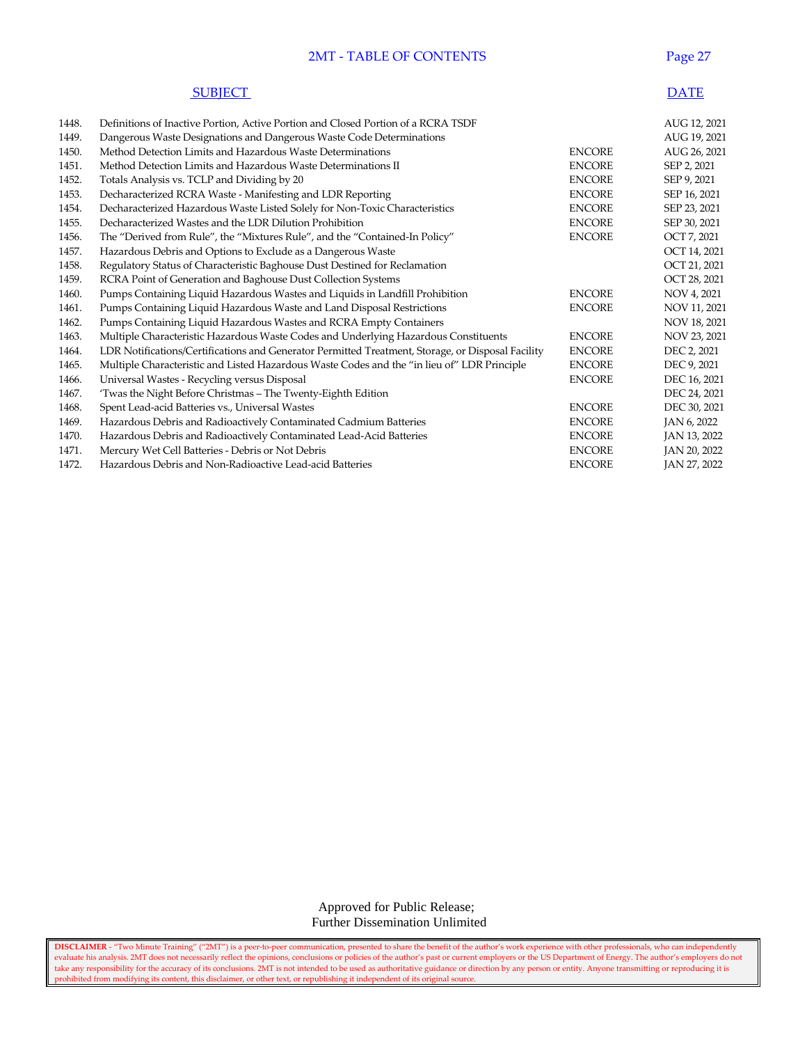## 2MT - TABLE OF CONTENTS

| | SUBJECT | | DATE |
|---|---|---|---|
| 1448. | Definitions of Inactive Portion, Active Portion and Closed Portion of a RCRA TSDF | | AUG 12, 2021 |
| 1449. | Dangerous Waste Designations and Dangerous Waste Code Determinations | | AUG 19, 2021 |
| 1450. | Method Detection Limits and Hazardous Waste Determinations | ENCORE | AUG 26, 2021 |
| 1451. | Method Detection Limits and Hazardous Waste Determinations II | ENCORE | SEP 2, 2021 |
| 1452. | Totals Analysis vs. TCLP and Dividing by 20 | ENCORE | SEP 9, 2021 |
| 1453. | Decharacterized RCRA Waste - Manifesting and LDR Reporting | ENCORE | SEP 16, 2021 |
| 1454. | Decharacterized Hazardous Waste Listed Solely for Non-Toxic Characteristics | ENCORE | SEP 23, 2021 |
| 1455. | Decharacterized Wastes and the LDR Dilution Prohibition | ENCORE | SEP 30, 2021 |
| 1456. | The "Derived from Rule", the "Mixtures Rule", and the "Contained-In Policy" | ENCORE | OCT 7, 2021 |
| 1457. | Hazardous Debris and Options to Exclude as a Dangerous Waste | | OCT 14, 2021 |
| 1458. | Regulatory Status of Characteristic Baghouse Dust Destined for Reclamation | | OCT 21, 2021 |
| 1459. | RCRA Point of Generation and Baghouse Dust Collection Systems | | OCT 28, 2021 |
| 1460. | Pumps Containing Liquid Hazardous Wastes and Liquids in Landfill Prohibition | ENCORE | NOV 4, 2021 |
| 1461. | Pumps Containing Liquid Hazardous Waste and Land Disposal Restrictions | ENCORE | NOV 11, 2021 |
| 1462. | Pumps Containing Liquid Hazardous Wastes and RCRA Empty Containers | | NOV 18, 2021 |
| 1463. | Multiple Characteristic Hazardous Waste Codes and Underlying Hazardous Constituents | ENCORE | NOV 23, 2021 |
| 1464. | LDR Notifications/Certifications and Generator Permitted Treatment, Storage, or Disposal Facility | ENCORE | DEC 2, 2021 |
| 1465. | Multiple Characteristic and Listed Hazardous Waste Codes and the "in lieu of" LDR Principle | ENCORE | DEC 9, 2021 |
| 1466. | Universal Wastes - Recycling versus Disposal | ENCORE | DEC 16, 2021 |
| 1467. | 'Twas the Night Before Christmas – The Twenty-Eighth Edition | | DEC 24, 2021 |
| 1468. | Spent Lead-acid Batteries vs., Universal Wastes | ENCORE | DEC 30, 2021 |
| 1469. | Hazardous Debris and Radioactively Contaminated Cadmium Batteries | ENCORE | JAN 6, 2022 |
| 1470. | Hazardous Debris and Radioactively Contaminated Lead-Acid Batteries | ENCORE | JAN 13, 2022 |
| 1471. | Mercury Wet Cell Batteries - Debris or Not Debris | ENCORE | JAN 20, 2022 |
| 1472. | Hazardous Debris and Non-Radioactive Lead-acid Batteries | ENCORE | JAN 27, 2022 |

Approved for Public Release;
Further Dissemination Unlimited

**DISCLAIMER** - "Two Minute Training" ("2MT") is a peer-to-peer communication, presented to share the benefit of the author's work experience with other professionals, who can independently evaluate his analysis. 2MT does not necessarily reflect the opinions, conclusions or policies of the author's past or current employers or the US Department of Energy. The author's employers do not take any responsibility for the accuracy of its conclusions. 2MT is not intended to be used as authoritative guidance or direction by any person or entity. Anyone transmitting or reproducing it is prohibited from modifying its content, this disclaimer, or other text, or republishing it independent of its original source.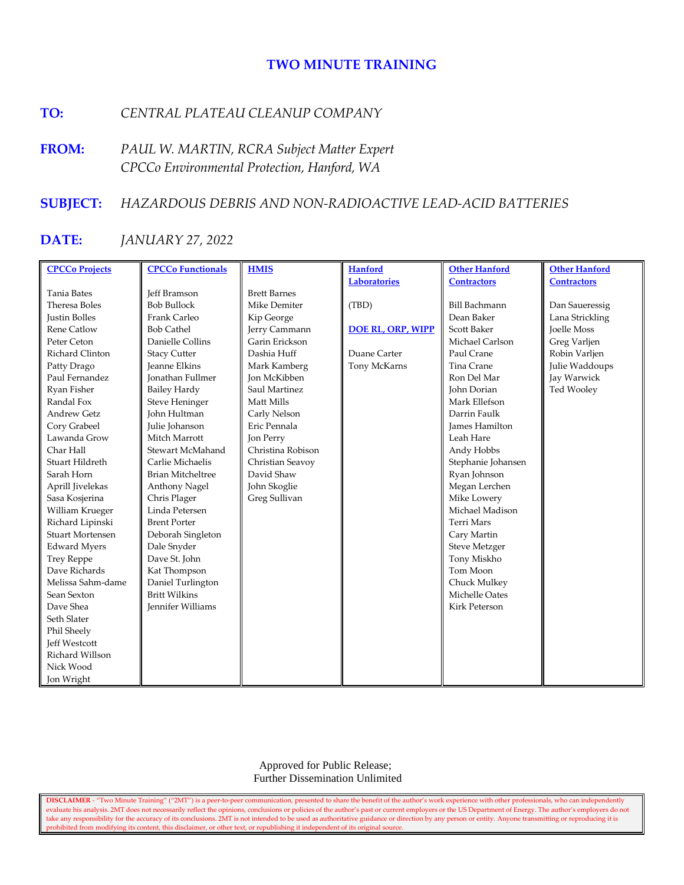# TWO MINUTE TRAINING

**TO:** *CENTRAL PLATEAU CLEANUP COMPANY*

**FROM:** *PAUL W. MARTIN, RCRA Subject Matter Expert*
*CPCCo Environmental Protection, Hanford, WA*

**SUBJECT:** *HAZARDOUS DEBRIS AND NON-RADIOACTIVE LEAD-ACID BATTERIES*

**DATE:** *JANUARY 27, 2022*

| CPCCo Projects | CPCCo Functionals | HMIS | Hanford Laboratories | Other Hanford Contractors | Other Hanford Contractors |
|---|---|---|---|---|---|
| Tania Bates | Jeff Bramson | Brett Barnes | (TBD) | Bill Bachmann | Dan Saueressig |
| Theresa Boles | Bob Bullock | Mike Demiter | | Dean Baker | Lana Strickling |
| Justin Bolles | Frank Carleo | Kip George | **DOE RL, ORP, WIPP** | Scott Baker | Joelle Moss |
| Rene Catlow | Bob Cathel | Jerry Cammann | Duane Carter | Michael Carlson | Greg Varljen |
| Peter Ceton | Danielle Collins | Garin Erickson | Tony McKarns | Paul Crane | Robin Varljen |
| Richard Clinton | Stacy Cutter | Dashia Huff | | Tina Crane | Julie Waddoups |
| Patty Drago | Jeanne Elkins | Mark Kamberg | | Ron Del Mar | Jay Warwick |
| Paul Fernandez | Jonathan Fullmer | Jon McKibben | | John Dorian | Ted Wooley |
| Ryan Fisher | Bailey Hardy | Saul Martinez | | Mark Ellefson | |
| Randal Fox | Steve Heninger | Matt Mills | | Darrin Faulk | |
| Andrew Getz | John Hultman | Carly Nelson | | James Hamilton | |
| Cory Grabeel | Julie Johanson | Eric Pennala | | Leah Hare | |
| Lawanda Grow | Mitch Marrott | Jon Perry | | Andy Hobbs | |
| Char Hall | Stewart McMahand | Christina Robison | | Stephanie Johansen | |
| Stuart Hildreth | Carlie Michaelis | Christian Seavoy | | Ryan Johnson | |
| Sarah Horn | Brian Mitcheltree | David Shaw | | Megan Lerchen | |
| Aprill Jivelekas | Anthony Nagel | John Skoglie | | Mike Lowery | |
| Sasa Kosjerina | Chris Plager | Greg Sullivan | | Michael Madison | |
| William Krueger | Linda Petersen | | | Terri Mars | |
| Richard Lipinski | Brent Porter | | | Cary Martin | |
| Stuart Mortensen | Deborah Singleton | | | Steve Metzger | |
| Edward Myers | Dale Snyder | | | Tony Miskho | |
| Trey Reppe | Dave St. John | | | Tom Moon | |
| Dave Richards | Kat Thompson | | | Chuck Mulkey | |
| Melissa Sahm-dame | Daniel Turlington | | | Michelle Oates | |
| Sean Sexton | Britt Wilkins | | | Kirk Peterson | |
| Dave Shea | Jennifer Williams | | | | |
| Seth Slater | | | | | |
| Phil Sheely | | | | | |
| Jeff Westcott | | | | | |
| Richard Willson | | | | | |
| Nick Wood | | | | | |
| Jon Wright | | | | | |

Approved for Public Release;
Further Dissemination Unlimited

**DISCLAIMER** - "Two Minute Training" ("2MT") is a peer-to-peer communication, presented to share the benefit of the author's work experience with other professionals, who can independently evaluate his analysis. 2MT does not necessarily reflect the opinions, conclusions or policies of the author's past or current employers or the US Department of Energy. The author's employers do not take any responsibility for the accuracy of its conclusions. 2MT is not intended to be used as authoritative guidance or direction by any person or entity. Anyone transmitting or reproducing it is prohibited from modifying its content, this disclaimer, or other text, or republishing it independent of its original source.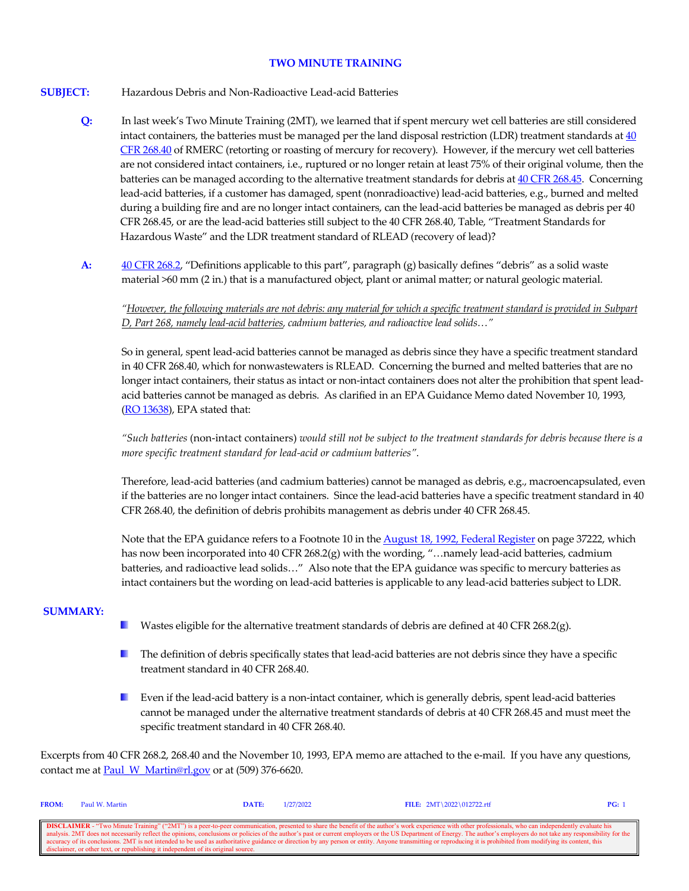**TWO MINUTE TRAINING**

**SUBJECT:** Hazardous Debris and Non-Radioactive Lead-acid Batteries

**Q:** In last week's Two Minute Training (2MT), we learned that if spent mercury wet cell batteries are still considered intact containers, the batteries must be managed per the land disposal restriction (LDR) treatment standards at 40 CFR 268.40 of RMERC (retorting or roasting of mercury for recovery). However, if the mercury wet cell batteries are not considered intact containers, i.e., ruptured or no longer retain at least 75% of their original volume, then the batteries can be managed according to the alternative treatment standards for debris at 40 CFR 268.45. Concerning lead-acid batteries, if a customer has damaged, spent (nonradioactive) lead-acid batteries, e.g., burned and melted during a building fire and are no longer intact containers, can the lead-acid batteries be managed as debris per 40 CFR 268.45, or are the lead-acid batteries still subject to the 40 CFR 268.40, Table, "Treatment Standards for Hazardous Waste" and the LDR treatment standard of RLEAD (recovery of lead)?

**A:** 40 CFR 268.2, "Definitions applicable to this part", paragraph (g) basically defines "debris" as a solid waste material >60 mm (2 in.) that is a manufactured object, plant or animal matter; or natural geologic material.

*"However, the following materials are not debris: any material for which a specific treatment standard is provided in Subpart D, Part 268, namely lead-acid batteries, cadmium batteries, and radioactive lead solids…"*

So in general, spent lead-acid batteries cannot be managed as debris since they have a specific treatment standard in 40 CFR 268.40, which for nonwastewaters is RLEAD. Concerning the burned and melted batteries that are no longer intact containers, their status as intact or non-intact containers does not alter the prohibition that spent lead-acid batteries cannot be managed as debris. As clarified in an EPA Guidance Memo dated November 10, 1993, (RO 13638), EPA stated that:

*"Such batteries* (non-intact containers) *would still not be subject to the treatment standards for debris because there is a more specific treatment standard for lead-acid or cadmium batteries".*

Therefore, lead-acid batteries (and cadmium batteries) cannot be managed as debris, e.g., macroencapsulated, even if the batteries are no longer intact containers. Since the lead-acid batteries have a specific treatment standard in 40 CFR 268.40, the definition of debris prohibits management as debris under 40 CFR 268.45.

Note that the EPA guidance refers to a Footnote 10 in the August 18, 1992, Federal Register on page 37222, which has now been incorporated into 40 CFR 268.2(g) with the wording, "…namely lead-acid batteries, cadmium batteries, and radioactive lead solids…" Also note that the EPA guidance was specific to mercury batteries as intact containers but the wording on lead-acid batteries is applicable to any lead-acid batteries subject to LDR.

**SUMMARY:**

- Wastes eligible for the alternative treatment standards of debris are defined at 40 CFR 268.2(g).
- The definition of debris specifically states that lead-acid batteries are not debris since they have a specific treatment standard in 40 CFR 268.40.
- Even if the lead-acid battery is a non-intact container, which is generally debris, spent lead-acid batteries cannot be managed under the alternative treatment standards of debris at 40 CFR 268.45 and must meet the specific treatment standard in 40 CFR 268.40.

Excerpts from 40 CFR 268.2, 268.40 and the November 10, 1993, EPA memo are attached to the e-mail. If you have any questions, contact me at Paul_W_Martin@rl.gov or at (509) 376-6620.

**FROM:** Paul W. Martin **DATE:** 1/27/2022 **FILE:** 2MT\2022\012722.rtf

**DISCLAIMER** - "Two Minute Training" ("2MT") is a peer-to-peer communication, presented to share the benefit of the author's work experience with other professionals, who can independently evaluate his analysis. 2MT does not necessarily reflect the opinions, conclusions or policies of the author's past or current employers or the US Department of Energy. The author's employers do not take any responsibility for the accuracy of its conclusions. 2MT is not intended to be used as authoritative guidance or direction by any person or entity. Anyone transmitting or reproducing it is prohibited from modifying its content, this disclaimer, or other text, or republishing it independent of its original source.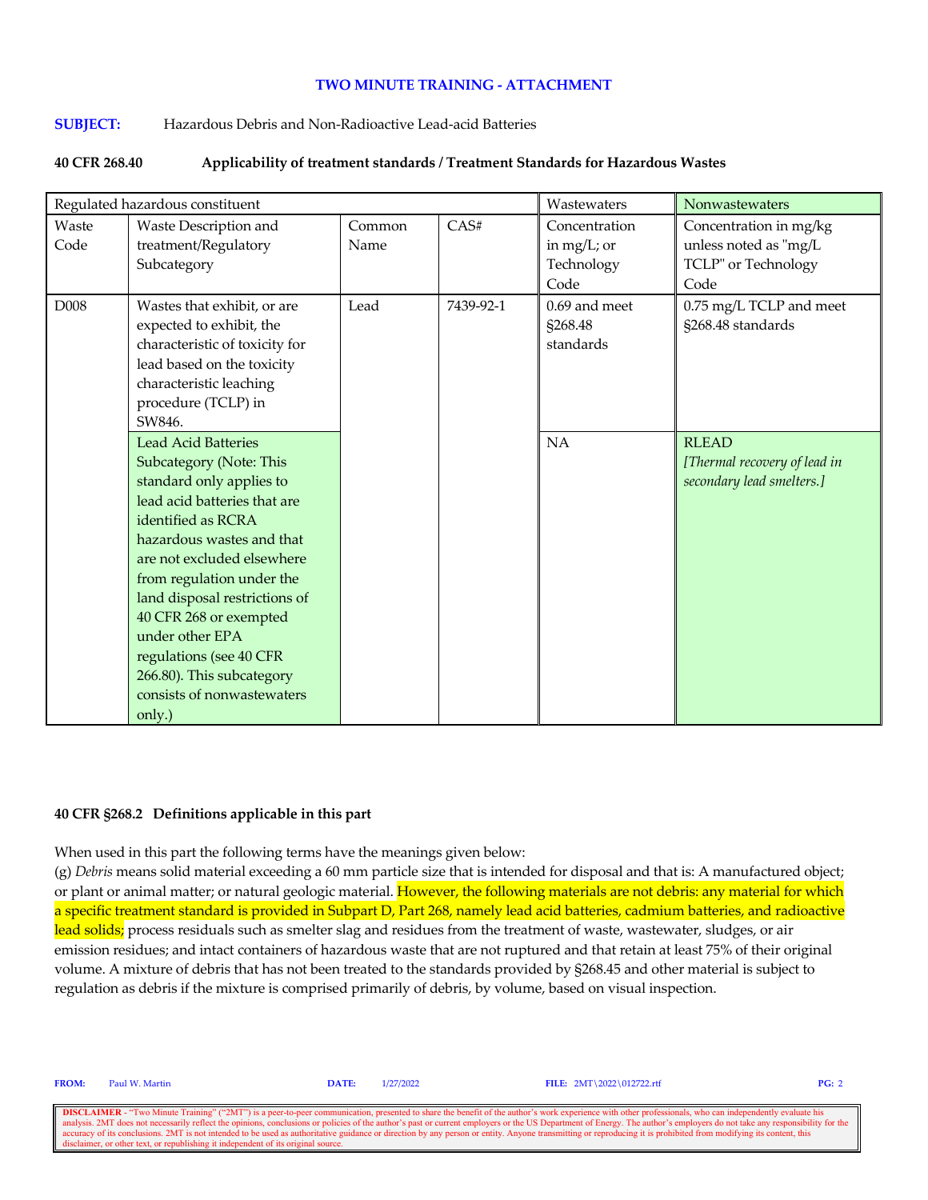**TWO MINUTE TRAINING - ATTACHMENT**

**SUBJECT:** Hazardous Debris and Non-Radioactive Lead-acid Batteries

**40 CFR 268.40 Applicability of treatment standards / Treatment Standards for Hazardous Wastes**

| Regulated hazardous constituent | | | | Wastewaters | Nonwastewaters |
|---|---|---|---|---|---|
| Waste Code | Waste Description and treatment/Regulatory Subcategory | Common Name | CAS# | Concentration in mg/L; or Technology Code | Concentration in mg/kg unless noted as "mg/L TCLP" or Technology Code |
| D008 | Wastes that exhibit, or are expected to exhibit, the characteristic of toxicity for lead based on the toxicity characteristic leaching procedure (TCLP) in SW846. | Lead | 7439-92-1 | 0.69 and meet §268.48 standards | 0.75 mg/L TCLP and meet §268.48 standards |
| | Lead Acid Batteries Subcategory (Note: This standard only applies to lead acid batteries that are identified as RCRA hazardous wastes and that are not excluded elsewhere from regulation under the land disposal restrictions of 40 CFR 268 or exempted under other EPA regulations (see 40 CFR 266.80). This subcategory consists of nonwastewaters only.) | | | NA | RLEAD *[Thermal recovery of lead in secondary lead smelters.]* |

**40 CFR §268.2 Definitions applicable in this part**

When used in this part the following terms have the meanings given below:
(g) *Debris* means solid material exceeding a 60 mm particle size that is intended for disposal and that is: A manufactured object; or plant or animal matter; or natural geologic material. However, the following materials are not debris: any material for which a specific treatment standard is provided in Subpart D, Part 268, namely lead acid batteries, cadmium batteries, and radioactive lead solids; process residuals such as smelter slag and residues from the treatment of waste, wastewater, sludges, or air emission residues; and intact containers of hazardous waste that are not ruptured and that retain at least 75% of their original volume. A mixture of debris that has not been treated to the standards provided by §268.45 and other material is subject to regulation as debris if the mixture is comprised primarily of debris, by volume, based on visual inspection.

**FROM:** Paul W. Martin **DATE:** 1/27/2022 **FILE:** 2MT\2022\012722.rtf

**DISCLAIMER** - "Two Minute Training" ("2MT") is a peer-to-peer communication, presented to share the benefit of the author's work experience with other professionals, who can independently evaluate his analysis. 2MT does not necessarily reflect the opinions, conclusions or policies of the author's past or current employers or the US Department of Energy. The author's employers do not take any responsibility for the accuracy of its conclusions. 2MT is not intended to be used as authoritative guidance or direction by any person or entity. Anyone transmitting or reproducing it is prohibited from modifying its content, this disclaimer, or other text, or republishing it independent of its original source.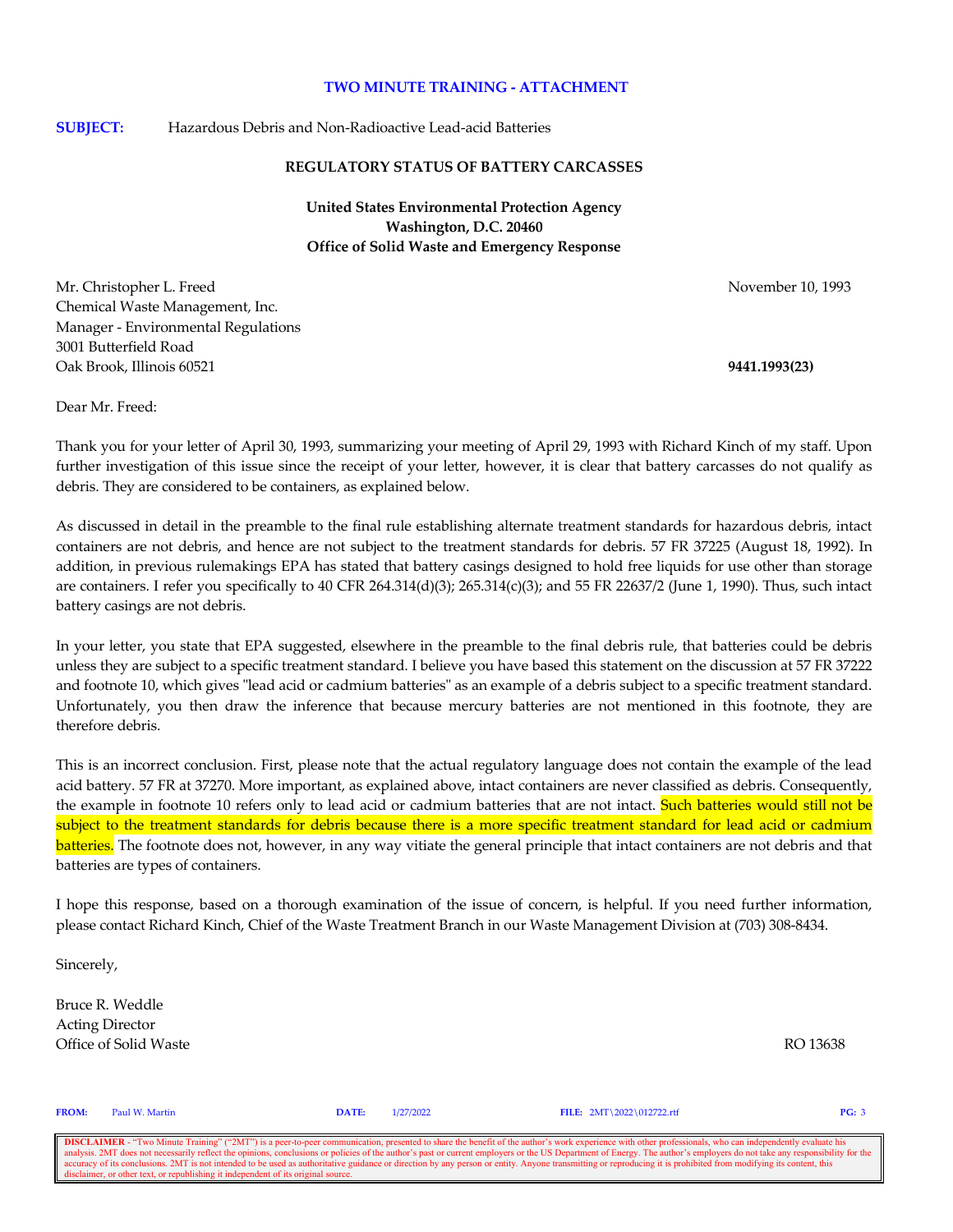**TWO MINUTE TRAINING - ATTACHMENT**

**SUBJECT:** Hazardous Debris and Non-Radioactive Lead-acid Batteries

**REGULATORY STATUS OF BATTERY CARCASSES**

**United States Environmental Protection Agency**
**Washington, D.C. 20460**
**Office of Solid Waste and Emergency Response**

Mr. Christopher L. Freed
Chemical Waste Management, Inc.
Manager - Environmental Regulations
3001 Butterfield Road
Oak Brook, Illinois 60521

November 10, 1993

**9441.1993(23)**

Dear Mr. Freed:

Thank you for your letter of April 30, 1993, summarizing your meeting of April 29, 1993 with Richard Kinch of my staff. Upon further investigation of this issue since the receipt of your letter, however, it is clear that battery carcasses do not qualify as debris. They are considered to be containers, as explained below.

As discussed in detail in the preamble to the final rule establishing alternate treatment standards for hazardous debris, intact containers are not debris, and hence are not subject to the treatment standards for debris. 57 FR 37225 (August 18, 1992). In addition, in previous rulemakings EPA has stated that battery casings designed to hold free liquids for use other than storage are containers. I refer you specifically to 40 CFR 264.314(d)(3); 265.314(c)(3); and 55 FR 22637/2 (June 1, 1990). Thus, such intact battery casings are not debris.

In your letter, you state that EPA suggested, elsewhere in the preamble to the final debris rule, that batteries could be debris unless they are subject to a specific treatment standard. I believe you have based this statement on the discussion at 57 FR 37222 and footnote 10, which gives "lead acid or cadmium batteries" as an example of a debris subject to a specific treatment standard. Unfortunately, you then draw the inference that because mercury batteries are not mentioned in this footnote, they are therefore debris.

This is an incorrect conclusion. First, please note that the actual regulatory language does not contain the example of the lead acid battery. 57 FR at 37270. More important, as explained above, intact containers are never classified as debris. Consequently, the example in footnote 10 refers only to lead acid or cadmium batteries that are not intact. Such batteries would still not be subject to the treatment standards for debris because there is a more specific treatment standard for lead acid or cadmium batteries. The footnote does not, however, in any way vitiate the general principle that intact containers are not debris and that batteries are types of containers.

I hope this response, based on a thorough examination of the issue of concern, is helpful. If you need further information, please contact Richard Kinch, Chief of the Waste Treatment Branch in our Waste Management Division at (703) 308-8434.

Sincerely,

Bruce R. Weddle
Acting Director
Office of Solid Waste

RO 13638

**FROM:** Paul W. Martin **DATE:** 1/27/2022 **FILE:** 2MT\2022\012722.rtf

**DISCLAIMER** - "Two Minute Training" ("2MT") is a peer-to-peer communication, presented to share the benefit of the author's work experience with other professionals, who can independently evaluate his analysis. 2MT does not necessarily reflect the opinions, conclusions or policies of the author's past or current employers or the US Department of Energy. The author's employers do not take any responsibility for the accuracy of its conclusions. 2MT is not intended to be used as authoritative guidance or direction by any person or entity. Anyone transmitting or reproducing it is prohibited from modifying its content, this disclaimer, or other text, or republishing it independent of its original source.